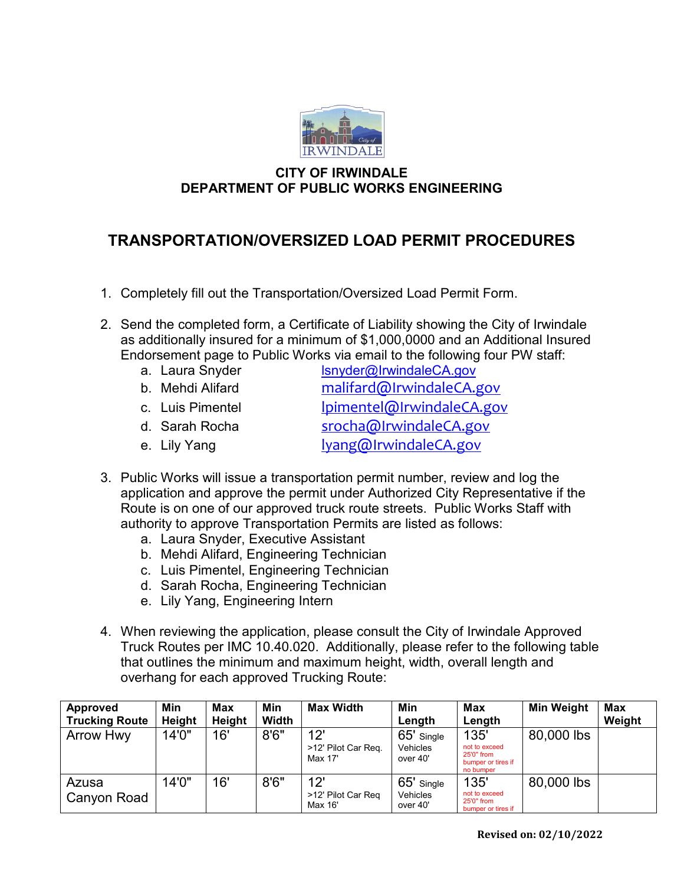# CITY OF IRWINDALE
## DEPARTMENT OF PUBLIC WORKS ENGINEERING

# TRANSPORTATION/OVERSIZED LOAD PERMIT PROCEDURES

1. Completely fill out the Transportation/Oversized Load Permit Form.

2. Send the completed form, a Certificate of Liability showing the City of Irwindale as additionally insured for a minimum of $1,000,0000 and an Additional Insured Endorsement page to Public Works via email to the following four PW staff:
   a. Laura Snyder lsnyder@IrwindaleCA.gov
   b. Mehdi Alifard malifard@IrwindaleCA.gov
   c. Luis Pimentel lpimentel@IrwindaleCA.gov
   d. Sarah Rocha srocha@IrwindaleCA.gov
   e. Lily Yang lyang@IrwindaleCA.gov

3. Public Works will issue a transportation permit number, review and log the application and approve the permit under Authorized City Representative if the Route is on one of our approved truck route streets. Public Works Staff with authority to approve Transportation Permits are listed as follows:
   a. Laura Snyder, Executive Assistant
   b. Mehdi Alifard, Engineering Technician
   c. Luis Pimentel, Engineering Technician
   d. Sarah Rocha, Engineering Technician
   e. Lily Yang, Engineering Intern

4. When reviewing the application, please consult the City of Irwindale Approved Truck Routes per IMC 10.40.020. Additionally, please refer to the following table that outlines the minimum and maximum height, width, overall length and overhang for each approved Trucking Route:

| Approved Trucking Route | Min Height | Max Height | Min Width | Max Width | Min Length | Max Length | Min Weight | Max Weight |
|---|---|---|---|---|---|---|---|---|
| Arrow Hwy | 14'0" | 16' | 8'6" | 12' >12' Pilot Car Req. Max 17' | 65' Single Vehicles over 40' | 135' not to exceed 25'0" from bumper or tires if no bumper | 80,000 lbs | |
| Azusa Canyon Road | 14'0" | 16' | 8'6" | 12' >12' Pilot Car Req Max 16' | 65' Single Vehicles over 40' | 135' not to exceed 25'0" from bumper or tires if | 80,000 lbs | |

**Revised on: 02/10/2022**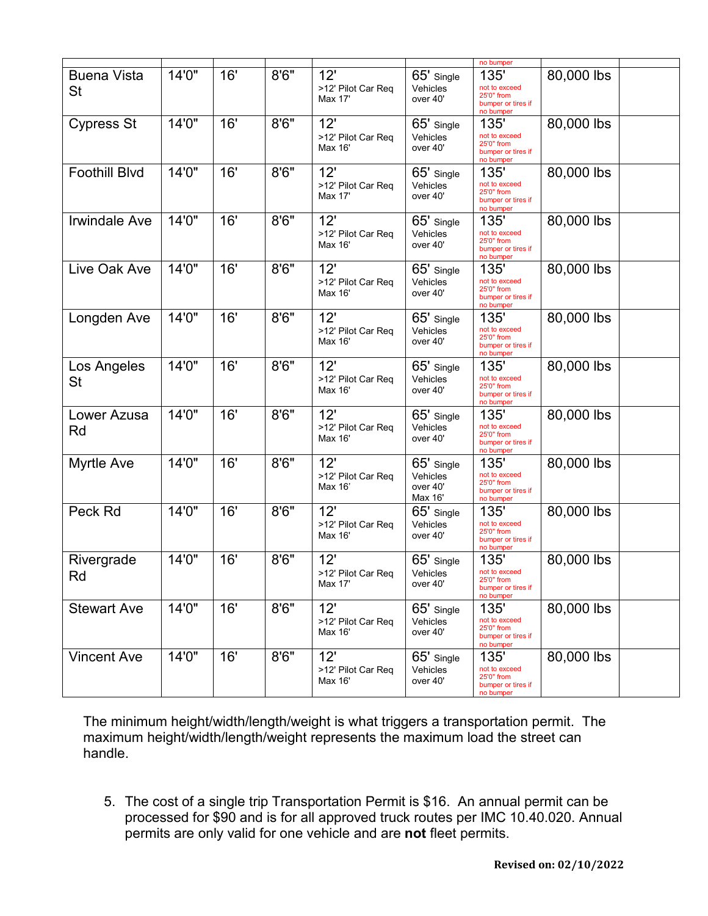| | | | | | | | | |
|---|---|---|---|---|---|---|---|---|
| | | | | | | no bumper | | |
| Buena Vista St | 14'0" | 16' | 8'6" | 12' >12' Pilot Car Req Max 17' | 65' Single Vehicles over 40' | 135' not to exceed 25'0" from bumper or tires if no bumper | 80,000 lbs | |
| Cypress St | 14'0" | 16' | 8'6" | 12' >12' Pilot Car Req Max 16' | 65' Single Vehicles over 40' | 135' not to exceed 25'0" from bumper or tires if no bumper | 80,000 lbs | |
| Foothill Blvd | 14'0" | 16' | 8'6" | 12' >12' Pilot Car Req Max 17' | 65' Single Vehicles over 40' | 135' not to exceed 25'0" from bumper or tires if no bumper | 80,000 lbs | |
| Irwindale Ave | 14'0" | 16' | 8'6" | 12' >12' Pilot Car Req Max 16' | 65' Single Vehicles over 40' | 135' not to exceed 25'0" from bumper or tires if no bumper | 80,000 lbs | |
| Live Oak Ave | 14'0" | 16' | 8'6" | 12' >12' Pilot Car Req Max 16' | 65' Single Vehicles over 40' | 135' not to exceed 25'0" from bumper or tires if no bumper | 80,000 lbs | |
| Longden Ave | 14'0" | 16' | 8'6" | 12' >12' Pilot Car Req Max 16' | 65' Single Vehicles over 40' | 135' not to exceed 25'0" from bumper or tires if no bumper | 80,000 lbs | |
| Los Angeles St | 14'0" | 16' | 8'6" | 12' >12' Pilot Car Req Max 16' | 65' Single Vehicles over 40' | 135' not to exceed 25'0" from bumper or tires if no bumper | 80,000 lbs | |
| Lower Azusa Rd | 14'0" | 16' | 8'6" | 12' >12' Pilot Car Req Max 16' | 65' Single Vehicles over 40' | 135' not to exceed 25'0" from bumper or tires if no bumper | 80,000 lbs | |
| Myrtle Ave | 14'0" | 16' | 8'6" | 12' >12' Pilot Car Req Max 16' | 65' Single Vehicles over 40' Max 16' | 135' not to exceed 25'0" from bumper or tires if no bumper | 80,000 lbs | |
| Peck Rd | 14'0" | 16' | 8'6" | 12' >12' Pilot Car Req Max 16' | 65' Single Vehicles over 40' | 135' not to exceed 25'0" from bumper or tires if no bumper | 80,000 lbs | |
| Rivergrade Rd | 14'0" | 16' | 8'6" | 12' >12' Pilot Car Req Max 17' | 65' Single Vehicles over 40' | 135' not to exceed 25'0" from bumper or tires if no bumper | 80,000 lbs | |
| Stewart Ave | 14'0" | 16' | 8'6" | 12' >12' Pilot Car Req Max 16' | 65' Single Vehicles over 40' | 135' not to exceed 25'0" from bumper or tires if no bumper | 80,000 lbs | |
| Vincent Ave | 14'0" | 16' | 8'6" | 12' >12' Pilot Car Req Max 16' | 65' Single Vehicles over 40' | 135' not to exceed 25'0" from bumper or tires if no bumper | 80,000 lbs | |

The minimum height/width/length/weight is what triggers a transportation permit. The maximum height/width/length/weight represents the maximum load the street can handle.

5. The cost of a single trip Transportation Permit is $16. An annual permit can be processed for $90 and is for all approved truck routes per IMC 10.40.020. Annual permits are only valid for one vehicle and are **not** fleet permits.

**Revised on: 02/10/2022**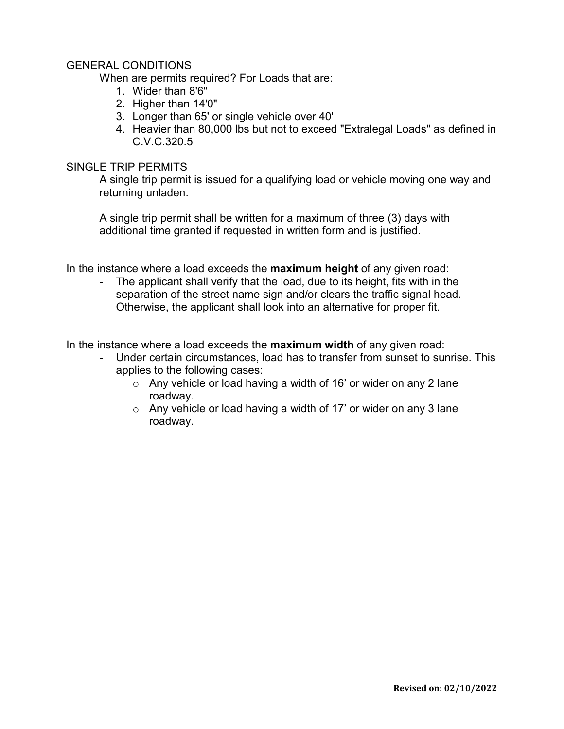## GENERAL CONDITIONS

When are permits required? For Loads that are:

1. Wider than 8'6"
2. Higher than 14'0"
3. Longer than 65' or single vehicle over 40'
4. Heavier than 80,000 lbs but not to exceed "Extralegal Loads" as defined in C.V.C.320.5

## SINGLE TRIP PERMITS

A single trip permit is issued for a qualifying load or vehicle moving one way and returning unladen.

A single trip permit shall be written for a maximum of three (3) days with additional time granted if requested in written form and is justified.

In the instance where a load exceeds the **maximum height** of any given road:

- The applicant shall verify that the load, due to its height, fits with in the separation of the street name sign and/or clears the traffic signal head. Otherwise, the applicant shall look into an alternative for proper fit.

In the instance where a load exceeds the **maximum width** of any given road:

- Under certain circumstances, load has to transfer from sunset to sunrise. This applies to the following cases:
  - Any vehicle or load having a width of 16' or wider on any 2 lane roadway.
  - Any vehicle or load having a width of 17' or wider on any 3 lane roadway.

**Revised on: 02/10/2022**